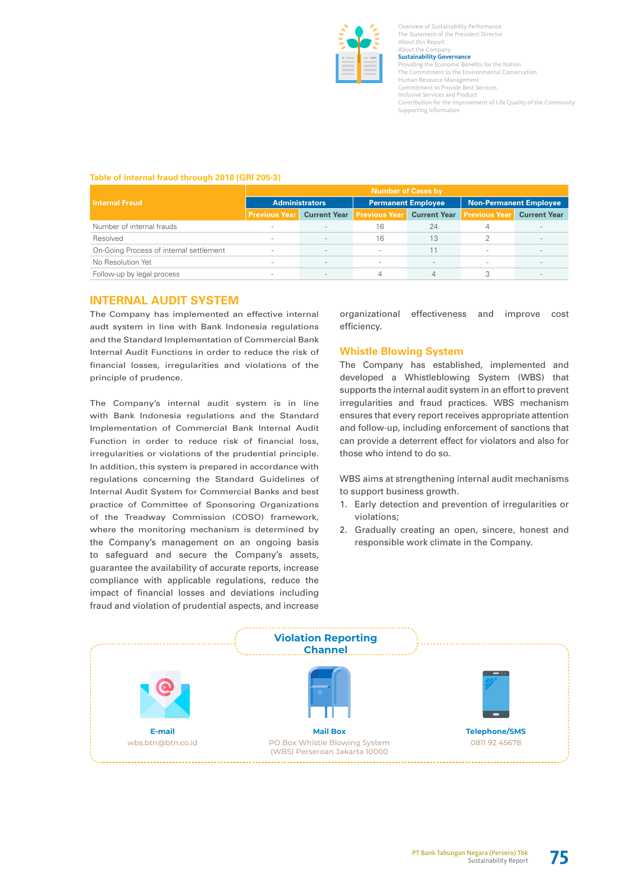Table of internal fraud through 2018 [GRI 205-3]

| Internal Fraud | Number of Cases by | | | | | |
|---|---|---|---|---|---|---|
| | Administrators | | Permanent Employee | | Non-Permanent Employee | |
| | Previous Year | Current Year | Previous Year | Current Year | Previous Year | Current Year |
| Number of internal frauds | - | - | 16 | 24 | 4 | - |
| Resolved | - | - | 16 | 13 | 2 | - |
| On-Going Process of internal settlement | - | - | - | 11 | - | - |
| No Resolution Yet | - | - | - | - | - | - |
| Follow-up by legal process | - | - | 4 | 4 | 3 | - |

## INTERNAL AUDIT SYSTEM

The Company has implemented an effective internal audt system in line with Bank Indonesia regulations and the Standard Implementation of Commercial Bank Internal Audit Functions in order to reduce the risk of financial losses, irregularities and violations of the principle of prudence.

The Company's internal audit system is in line with Bank Indonesia regulations and the Standard Implementation of Commercial Bank Internal Audit Function in order to reduce risk of financial loss, irregularities or violations of the prudential principle. In addition, this system is prepared in accordance with regulations concerning the Standard Guidelines of Internal Audit System for Commercial Banks and best practice of Committee of Sponsoring Organizations of the Treadway Commission (COSO) framework, where the monitoring mechanism is determined by the Company's management on an ongoing basis to safeguard and secure the Company's assets, guarantee the availability of accurate reports, increase compliance with applicable regulations, reduce the impact of financial losses and deviations including fraud and violation of prudential aspects, and increase organizational effectiveness and improve cost efficiency.

### Whistle Blowing System

The Company has established, implemented and developed a Whistleblowing System (WBS) that supports the internal audit system in an effort to prevent irregularities and fraud practices. WBS mechanism ensures that every report receives appropriate attention and follow-up, including enforcement of sanctions that can provide a deterrent effect for violators and also for those who intend to do so.

WBS aims at strengthening internal audit mechanisms to support business growth.

1. Early detection and prevention of irregularities or violations;
2. Gradually creating an open, sincere, honest and responsible work climate in the Company.

**Violation Reporting Channel**

**E-mail**
wbs.btn@btn.co.id

**Mail Box**
PO Box Whistle Blowing System (WBS) Perseroan Jakarta 10000

**Telephone/SMS**
0811 92 45678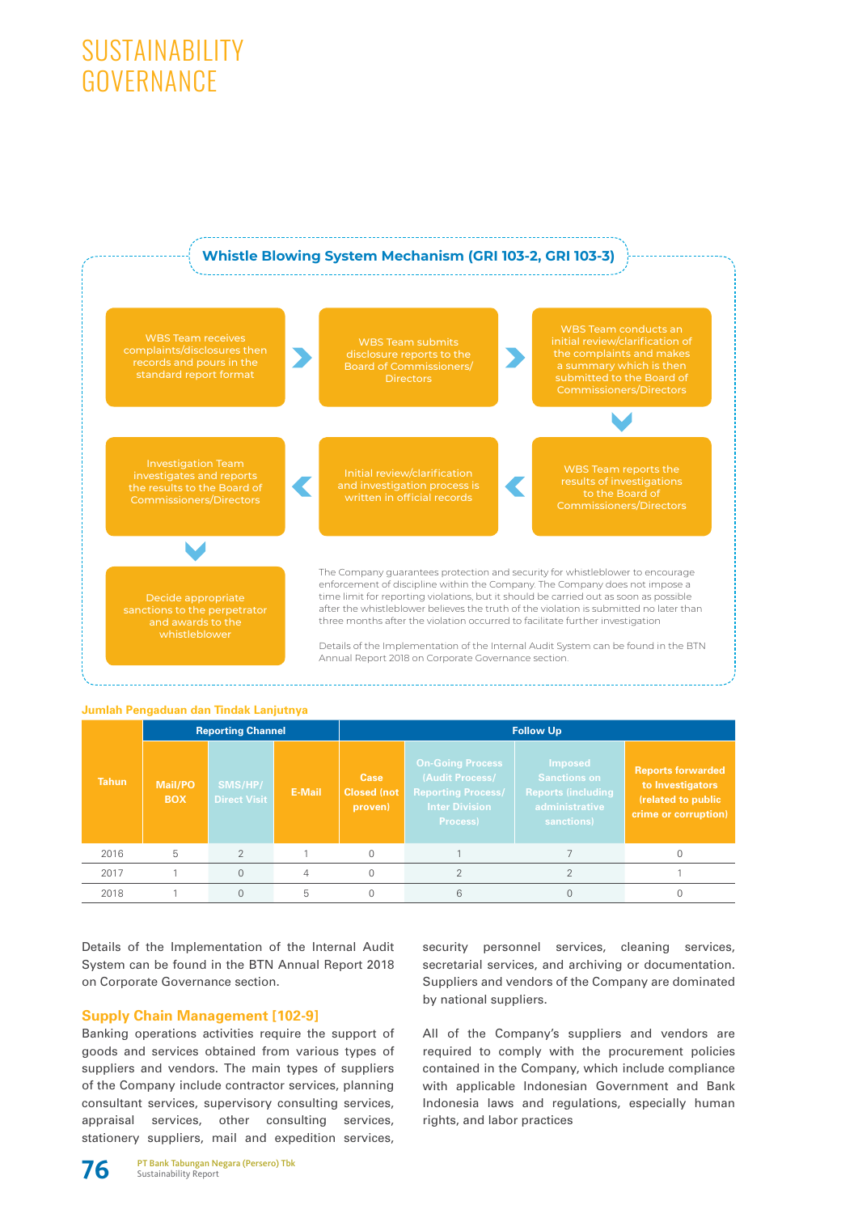# SUSTAINABILITY GOVERNANCE

## Whistle Blowing System Mechanism (GRI 103-2, GRI 103-3)

1. WBS Team receives complaints/disclosures then records and pours in the standard report format
2. WBS Team submits disclosure reports to the Board of Commissioners/ Directors
3. WBS Team conducts an initial review/clarification of the complaints and makes a summary which is then submitted to the Board of Commissioners/Directors
4. WBS Team reports the results of investigations to the Board of Commissioners/Directors
5. Initial review/clarification and investigation process is written in official records
6. Investigation Team investigates and reports the results to the Board of Commissioners/Directors
7. Decide appropriate sanctions to the perpetrator and awards to the whistleblower

The Company guarantees protection and security for whistleblower to encourage enforcement of discipline within the Company. The Company does not impose a time limit for reporting violations, but it should be carried out as soon as possible after the whistleblower believes the truth of the violation is submitted no later than three months after the violation occurred to facilitate further investigation

Details of the Implementation of the Internal Audit System can be found in the BTN Annual Report 2018 on Corporate Governance section.

**Jumlah Pengaduan dan Tindak Lanjutnya**

| Tahun | Reporting Channel | | | Follow Up | | | |
|---|---|---|---|---|---|---|---|
| | Mail/PO BOX | SMS/HP/ Direct Visit | E-Mail | Case Closed (not proven) | On-Going Process (Audit Process/ Reporting Process/ Inter Division Process) | Imposed Sanctions on Reports (including administrative sanctions) | Reports forwarded to Investigators (related to public crime or corruption) |
| 2016 | 5 | 2 | 1 | 0 | 1 | 7 | 0 |
| 2017 | 1 | 0 | 4 | 0 | 2 | 2 | 1 |
| 2018 | 1 | 0 | 5 | 0 | 6 | 0 | 0 |

Details of the Implementation of the Internal Audit System can be found in the BTN Annual Report 2018 on Corporate Governance section.

## Supply Chain Management [102-9]

Banking operations activities require the support of goods and services obtained from various types of suppliers and vendors. The main types of suppliers of the Company include contractor services, planning consultant services, supervisory consulting services, appraisal services, other consulting services, stationery suppliers, mail and expedition services, security personnel services, cleaning services, secretarial services, and archiving or documentation. Suppliers and vendors of the Company are dominated by national suppliers.

All of the Company's suppliers and vendors are required to comply with the procurement policies contained in the Company, which include compliance with applicable Indonesian Government and Bank Indonesia laws and regulations, especially human rights, and labor practices